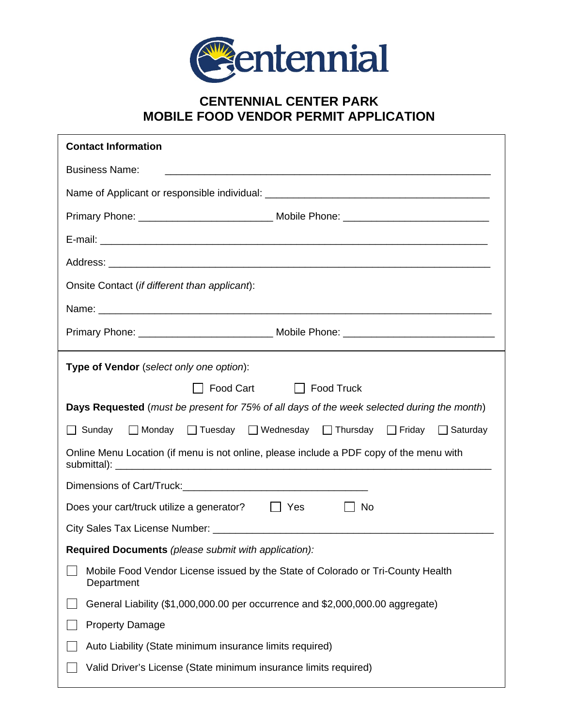Centennial

# CENTENNIAL CENTER PARK
# MOBILE FOOD VENDOR PERMIT APPLICATION

**Contact Information**

Business Name: ______________________________________________________________

Name of Applicant or responsible individual: ________________________________________

Primary Phone: _______________________ Mobile Phone: _________________________

E-mail: ____________________________________________________________________

Address: ___________________________________________________________________

Onsite Contact (*if different than applicant*):

Name: _____________________________________________________________________

Primary Phone: _______________________ Mobile Phone: _________________________

**Type of Vendor** (*select only one option*):

☐ Food Cart ☐ Food Truck

**Days Requested** (*must be present for 75% of all days of the week selected during the month*)

☐ Sunday ☐ Monday ☐ Tuesday ☐ Wednesday ☐ Thursday ☐ Friday ☐ Saturday

Online Menu Location (if menu is not online, please include a PDF copy of the menu with submittal): ____________________________________________________________

Dimensions of Cart/Truck: _______________________________

Does your cart/truck utilize a generator? ☐ Yes ☐ No

City Sales Tax License Number: ___________________________________________

**Required Documents** *(please submit with application):*

☐ Mobile Food Vendor License issued by the State of Colorado or Tri-County Health Department

☐ General Liability ($1,000,000.00 per occurrence and $2,000,000.00 aggregate)

☐ Property Damage

☐ Auto Liability (State minimum insurance limits required)

☐ Valid Driver's License (State minimum insurance limits required)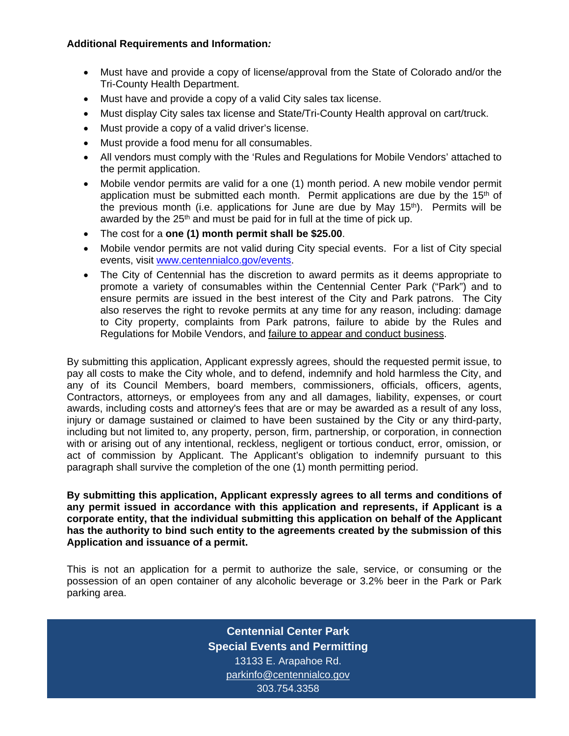**Additional Requirements and Information*:***

- Must have and provide a copy of license/approval from the State of Colorado and/or the Tri-County Health Department.
- Must have and provide a copy of a valid City sales tax license.
- Must display City sales tax license and State/Tri-County Health approval on cart/truck.
- Must provide a copy of a valid driver's license.
- Must provide a food menu for all consumables.
- All vendors must comply with the 'Rules and Regulations for Mobile Vendors' attached to the permit application.
- Mobile vendor permits are valid for a one (1) month period. A new mobile vendor permit application must be submitted each month. Permit applications are due by the 15th of the previous month (i.e. applications for June are due by May 15th). Permits will be awarded by the 25th and must be paid for in full at the time of pick up.
- The cost for a **one (1) month permit shall be $25.00**.
- Mobile vendor permits are not valid during City special events. For a list of City special events, visit [www.centennialco.gov/events](www.centennialco.gov/events).
- The City of Centennial has the discretion to award permits as it deems appropriate to promote a variety of consumables within the Centennial Center Park ("Park") and to ensure permits are issued in the best interest of the City and Park patrons. The City also reserves the right to revoke permits at any time for any reason, including: damage to City property, complaints from Park patrons, failure to abide by the Rules and Regulations for Mobile Vendors, and failure to appear and conduct business.

By submitting this application, Applicant expressly agrees, should the requested permit issue, to pay all costs to make the City whole, and to defend, indemnify and hold harmless the City, and any of its Council Members, board members, commissioners, officials, officers, agents, Contractors, attorneys, or employees from any and all damages, liability, expenses, or court awards, including costs and attorney's fees that are or may be awarded as a result of any loss, injury or damage sustained or claimed to have been sustained by the City or any third-party, including but not limited to, any property, person, firm, partnership, or corporation, in connection with or arising out of any intentional, reckless, negligent or tortious conduct, error, omission, or act of commission by Applicant. The Applicant's obligation to indemnify pursuant to this paragraph shall survive the completion of the one (1) month permitting period.

**By submitting this application, Applicant expressly agrees to all terms and conditions of any permit issued in accordance with this application and represents, if Applicant is a corporate entity, that the individual submitting this application on behalf of the Applicant has the authority to bind such entity to the agreements created by the submission of this Application and issuance of a permit.**

This is not an application for a permit to authorize the sale, service, or consuming or the possession of an open container of any alcoholic beverage or 3.2% beer in the Park or Park parking area.

**Centennial Center Park**
**Special Events and Permitting**
13133 E. Arapahoe Rd.
[parkinfo@centennialco.gov](mailto:parkinfo@centennialco.gov)
303.754.3358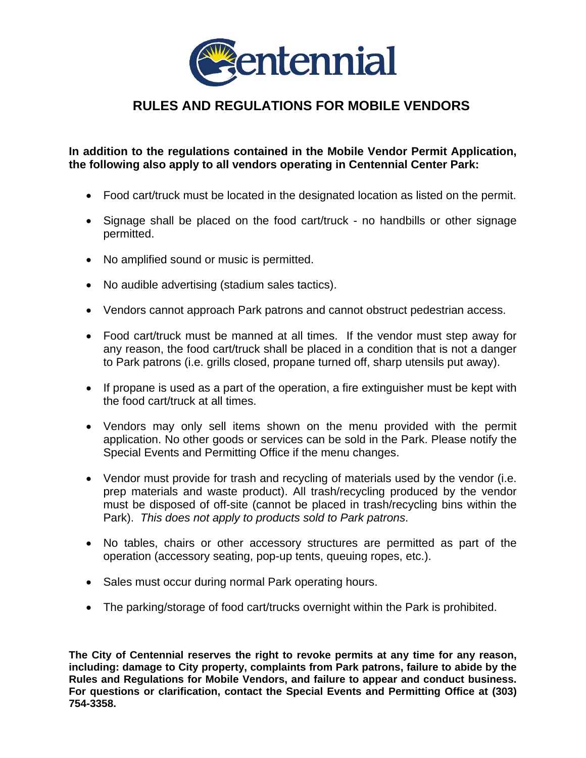Centennial

# RULES AND REGULATIONS FOR MOBILE VENDORS

**In addition to the regulations contained in the Mobile Vendor Permit Application, the following also apply to all vendors operating in Centennial Center Park:**

- Food cart/truck must be located in the designated location as listed on the permit.
- Signage shall be placed on the food cart/truck - no handbills or other signage permitted.
- No amplified sound or music is permitted.
- No audible advertising (stadium sales tactics).
- Vendors cannot approach Park patrons and cannot obstruct pedestrian access.
- Food cart/truck must be manned at all times. If the vendor must step away for any reason, the food cart/truck shall be placed in a condition that is not a danger to Park patrons (i.e. grills closed, propane turned off, sharp utensils put away).
- If propane is used as a part of the operation, a fire extinguisher must be kept with the food cart/truck at all times.
- Vendors may only sell items shown on the menu provided with the permit application. No other goods or services can be sold in the Park. Please notify the Special Events and Permitting Office if the menu changes.
- Vendor must provide for trash and recycling of materials used by the vendor (i.e. prep materials and waste product). All trash/recycling produced by the vendor must be disposed of off-site (cannot be placed in trash/recycling bins within the Park). *This does not apply to products sold to Park patrons.*
- No tables, chairs or other accessory structures are permitted as part of the operation (accessory seating, pop-up tents, queuing ropes, etc.).
- Sales must occur during normal Park operating hours.
- The parking/storage of food cart/trucks overnight within the Park is prohibited.

**The City of Centennial reserves the right to revoke permits at any time for any reason, including: damage to City property, complaints from Park patrons, failure to abide by the Rules and Regulations for Mobile Vendors, and failure to appear and conduct business. For questions or clarification, contact the Special Events and Permitting Office at (303) 754-3358.**